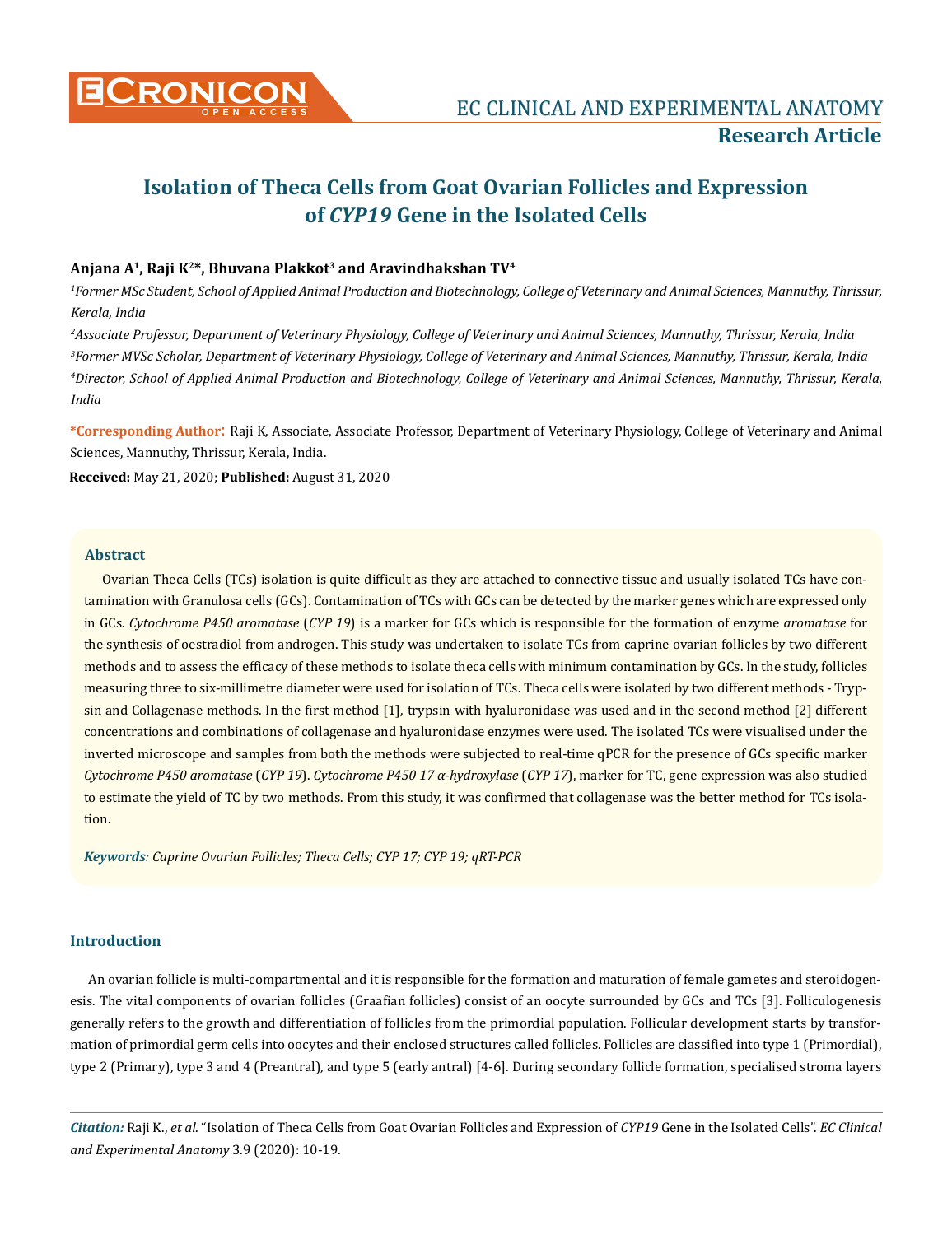# Isolation of Theca Cells from Goat Ovarian Follicles and Expression of *CYP19* Gene in the Isolated Cells

**Research Article**

**Anjana A[1], Raji K[2]*, Bhuvana Plakkot[3] and Aravindhakshan TV[4]**

*[1]Former MSc Student, School of Applied Animal Production and Biotechnology, College of Veterinary and Animal Sciences, Mannuthy, Thrissur, Kerala, India*

*[2]Associate Professor, Department of Veterinary Physiology, College of Veterinary and Animal Sciences, Mannuthy, Thrissur, Kerala, India*

*[3]Former MVSc Scholar, Department of Veterinary Physiology, College of Veterinary and Animal Sciences, Mannuthy, Thrissur, Kerala, India*

*[4]Director, School of Applied Animal Production and Biotechnology, College of Veterinary and Animal Sciences, Mannuthy, Thrissur, Kerala, India*

**\*Corresponding Author:** Raji K, Associate, Associate Professor, Department of Veterinary Physiology, College of Veterinary and Animal Sciences, Mannuthy, Thrissur, Kerala, India.

**Received:** May 21, 2020; **Published:** August 31, 2020

## Abstract

Ovarian Theca Cells (TCs) isolation is quite difficult as they are attached to connective tissue and usually isolated TCs have contamination with Granulosa cells (GCs). Contamination of TCs with GCs can be detected by the marker genes which are expressed only in GCs. *Cytochrome P450 aromatase* (*CYP 19*) is a marker for GCs which is responsible for the formation of enzyme *aromatase* for the synthesis of oestradiol from androgen. This study was undertaken to isolate TCs from caprine ovarian follicles by two different methods and to assess the efficacy of these methods to isolate theca cells with minimum contamination by GCs. In the study, follicles measuring three to six-millimetre diameter were used for isolation of TCs. Theca cells were isolated by two different methods - Trypsin and Collagenase methods. In the first method [1], trypsin with hyaluronidase was used and in the second method [2] different concentrations and combinations of collagenase and hyaluronidase enzymes were used. The isolated TCs were visualised under the inverted microscope and samples from both the methods were subjected to real-time qPCR for the presence of GCs specific marker *Cytochrome P450 aromatase* (*CYP 19*). *Cytochrome P450 17 α-hydroxylase* (*CYP 17*), marker for TC, gene expression was also studied to estimate the yield of TC by two methods. From this study, it was confirmed that collagenase was the better method for TCs isolation.

***Keywords**: Caprine Ovarian Follicles; Theca Cells; CYP 17; CYP 19; qRT-PCR*

## Introduction

An ovarian follicle is multi-compartmental and it is responsible for the formation and maturation of female gametes and steroidogenesis. The vital components of ovarian follicles (Graafian follicles) consist of an oocyte surrounded by GCs and TCs [3]. Folliculogenesis generally refers to the growth and differentiation of follicles from the primordial population. Follicular development starts by transformation of primordial germ cells into oocytes and their enclosed structures called follicles. Follicles are classified into type 1 (Primordial), type 2 (Primary), type 3 and 4 (Preantral), and type 5 (early antral) [4-6]. During secondary follicle formation, specialised stroma layers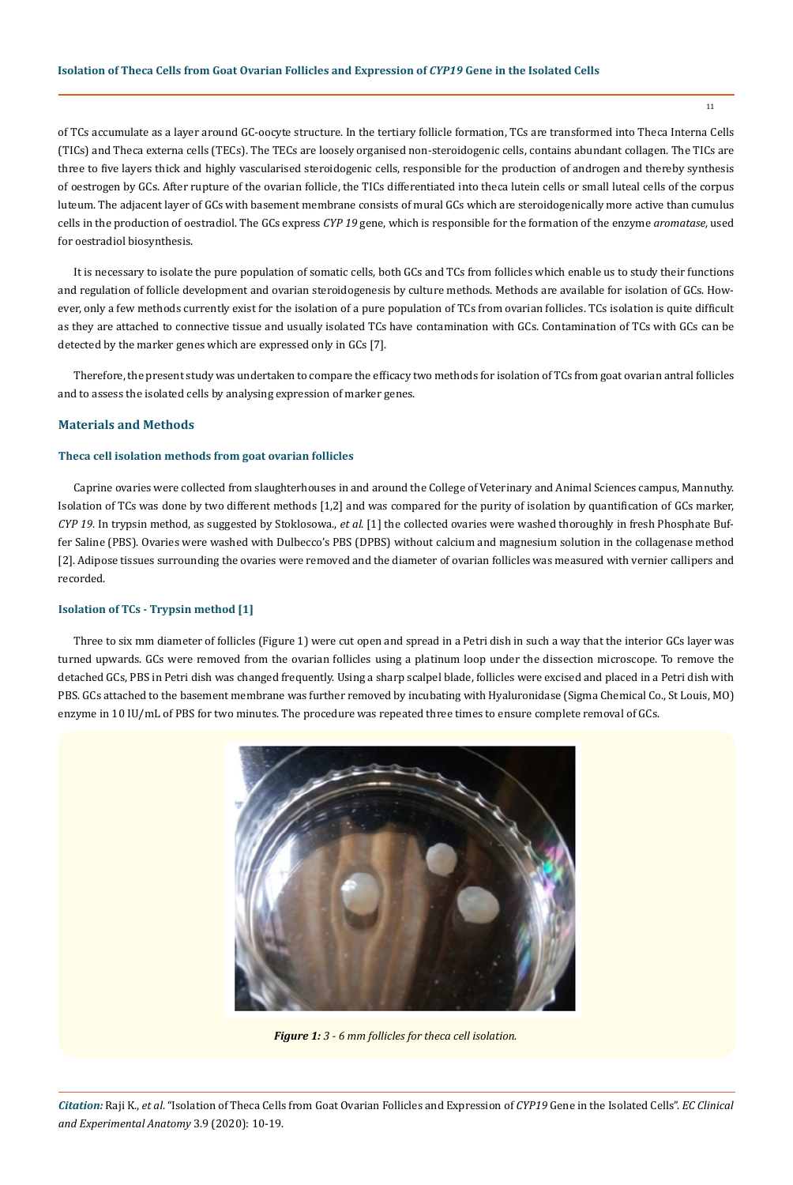of TCs accumulate as a layer around GC-oocyte structure. In the tertiary follicle formation, TCs are transformed into Theca Interna Cells (TICs) and Theca externa cells (TECs). The TECs are loosely organised non-steroidogenic cells, contains abundant collagen. The TICs are three to five layers thick and highly vascularised steroidogenic cells, responsible for the production of androgen and thereby synthesis of oestrogen by GCs. After rupture of the ovarian follicle, the TICs differentiated into theca lutein cells or small luteal cells of the corpus luteum. The adjacent layer of GCs with basement membrane consists of mural GCs which are steroidogenically more active than cumulus cells in the production of oestradiol. The GCs express *CYP 19* gene, which is responsible for the formation of the enzyme *aromatase*, used for oestradiol biosynthesis.

It is necessary to isolate the pure population of somatic cells, both GCs and TCs from follicles which enable us to study their functions and regulation of follicle development and ovarian steroidogenesis by culture methods. Methods are available for isolation of GCs. However, only a few methods currently exist for the isolation of a pure population of TCs from ovarian follicles. TCs isolation is quite difficult as they are attached to connective tissue and usually isolated TCs have contamination with GCs. Contamination of TCs with GCs can be detected by the marker genes which are expressed only in GCs [7].

Therefore, the present study was undertaken to compare the efficacy two methods for isolation of TCs from goat ovarian antral follicles and to assess the isolated cells by analysing expression of marker genes.

## Materials and Methods

### Theca cell isolation methods from goat ovarian follicles

Caprine ovaries were collected from slaughterhouses in and around the College of Veterinary and Animal Sciences campus, Mannuthy. Isolation of TCs was done by two different methods [1,2] and was compared for the purity of isolation by quantification of GCs marker, *CYP 19*. In trypsin method, as suggested by Stoklosowa., *et al.* [1] the collected ovaries were washed thoroughly in fresh Phosphate Buffer Saline (PBS). Ovaries were washed with Dulbecco's PBS (DPBS) without calcium and magnesium solution in the collagenase method [2]. Adipose tissues surrounding the ovaries were removed and the diameter of ovarian follicles was measured with vernier callipers and recorded.

### Isolation of TCs - Trypsin method [1]

Three to six mm diameter of follicles (Figure 1) were cut open and spread in a Petri dish in such a way that the interior GCs layer was turned upwards. GCs were removed from the ovarian follicles using a platinum loop under the dissection microscope. To remove the detached GCs, PBS in Petri dish was changed frequently. Using a sharp scalpel blade, follicles were excised and placed in a Petri dish with PBS. GCs attached to the basement membrane was further removed by incubating with Hyaluronidase (Sigma Chemical Co., St Louis, MO) enzyme in 10 IU/mL of PBS for two minutes. The procedure was repeated three times to ensure complete removal of GCs.

***Figure 1:*** *3 - 6 mm follicles for theca cell isolation.*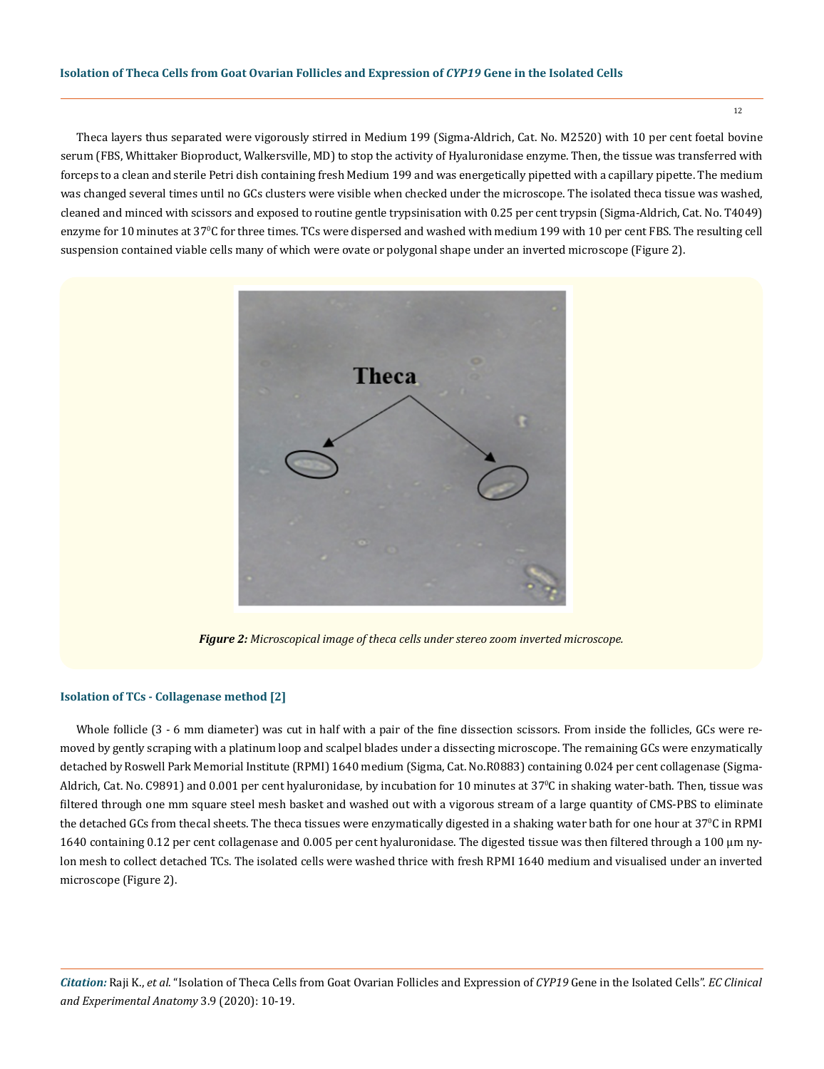Theca layers thus separated were vigorously stirred in Medium 199 (Sigma-Aldrich, Cat. No. M2520) with 10 per cent foetal bovine serum (FBS, Whittaker Bioproduct, Walkersville, MD) to stop the activity of Hyaluronidase enzyme. Then, the tissue was transferred with forceps to a clean and sterile Petri dish containing fresh Medium 199 and was energetically pipetted with a capillary pipette. The medium was changed several times until no GCs clusters were visible when checked under the microscope. The isolated theca tissue was washed, cleaned and minced with scissors and exposed to routine gentle trypsinisation with 0.25 per cent trypsin (Sigma-Aldrich, Cat. No. T4049) enzyme for 10 minutes at 37$^0$C for three times. TCs were dispersed and washed with medium 199 with 10 per cent FBS. The resulting cell suspension contained viable cells many of which were ovate or polygonal shape under an inverted microscope (Figure 2).

***Figure 2:*** *Microscopical image of theca cells under stereo zoom inverted microscope.*

### Isolation of TCs - Collagenase method [2]

Whole follicle (3 - 6 mm diameter) was cut in half with a pair of the fine dissection scissors. From inside the follicles, GCs were removed by gently scraping with a platinum loop and scalpel blades under a dissecting microscope. The remaining GCs were enzymatically detached by Roswell Park Memorial Institute (RPMI) 1640 medium (Sigma, Cat. No.R0883) containing 0.024 per cent collagenase (Sigma-Aldrich, Cat. No. C9891) and 0.001 per cent hyaluronidase, by incubation for 10 minutes at 37$^0$C in shaking water-bath. Then, tissue was filtered through one mm square steel mesh basket and washed out with a vigorous stream of a large quantity of CMS-PBS to eliminate the detached GCs from thecal sheets. The theca tissues were enzymatically digested in a shaking water bath for one hour at 37$^0$C in RPMI 1640 containing 0.12 per cent collagenase and 0.005 per cent hyaluronidase. The digested tissue was then filtered through a 100 μm nylon mesh to collect detached TCs. The isolated cells were washed thrice with fresh RPMI 1640 medium and visualised under an inverted microscope (Figure 2).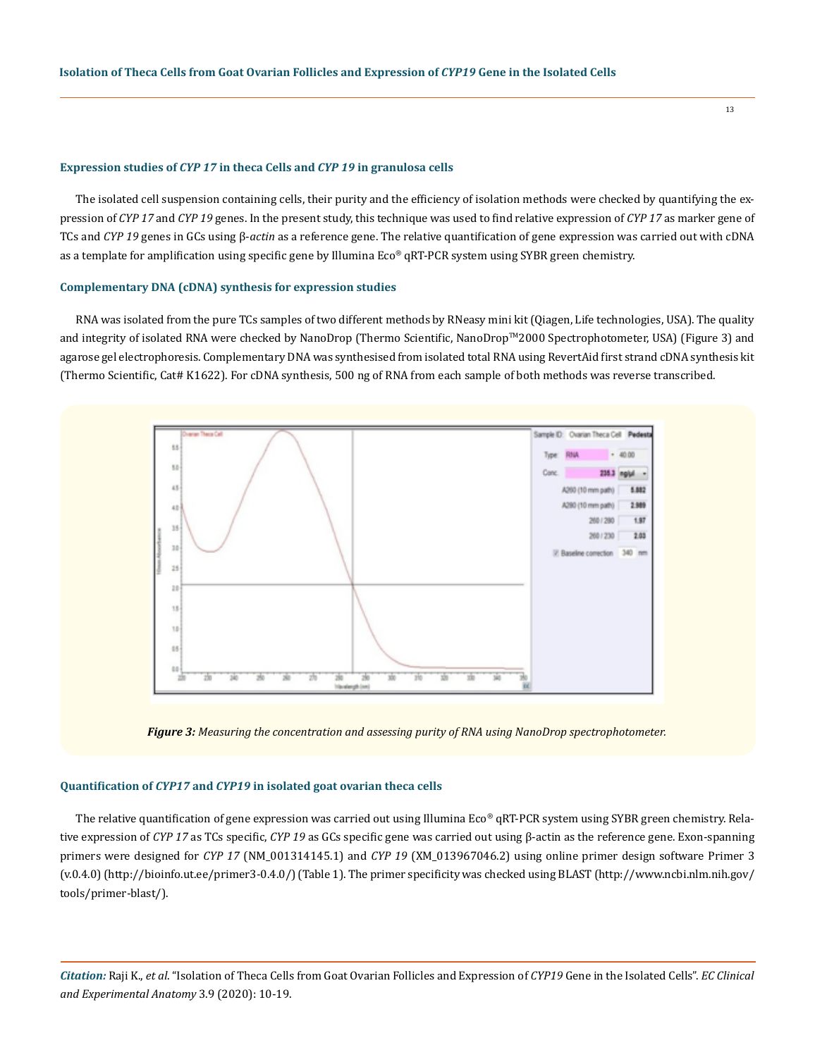### Expression studies of *CYP 17* in theca Cells and *CYP 19* in granulosa cells

The isolated cell suspension containing cells, their purity and the efficiency of isolation methods were checked by quantifying the expression of *CYP 17* and *CYP 19* genes. In the present study, this technique was used to find relative expression of *CYP 17* as marker gene of TCs and *CYP 19* genes in GCs using β-*actin* as a reference gene. The relative quantification of gene expression was carried out with cDNA as a template for amplification using specific gene by Illumina Eco® qRT-PCR system using SYBR green chemistry.

### Complementary DNA (cDNA) synthesis for expression studies

RNA was isolated from the pure TCs samples of two different methods by RNeasy mini kit (Qiagen, Life technologies, USA). The quality and integrity of isolated RNA were checked by NanoDrop (Thermo Scientific, NanoDrop™2000 Spectrophotometer, USA) (Figure 3) and agarose gel electrophoresis. Complementary DNA was synthesised from isolated total RNA using RevertAid first strand cDNA synthesis kit (Thermo Scientific, Cat# K1622). For cDNA synthesis, 500 ng of RNA from each sample of both methods was reverse transcribed.

***Figure 3:*** *Measuring the concentration and assessing purity of RNA using NanoDrop spectrophotometer.*

### Quantification of *CYP17* and *CYP19* in isolated goat ovarian theca cells

The relative quantification of gene expression was carried out using Illumina Eco® qRT-PCR system using SYBR green chemistry. Relative expression of *CYP 17* as TCs specific, *CYP 19* as GCs specific gene was carried out using β-actin as the reference gene. Exon-spanning primers were designed for *CYP 17* (NM_001314145.1) and *CYP 19* (XM_013967046.2) using online primer design software Primer 3 (v.0.4.0) (http://bioinfo.ut.ee/primer3-0.4.0/) (Table 1). The primer specificity was checked using BLAST (http://www.ncbi.nlm.nih.gov/tools/primer-blast/).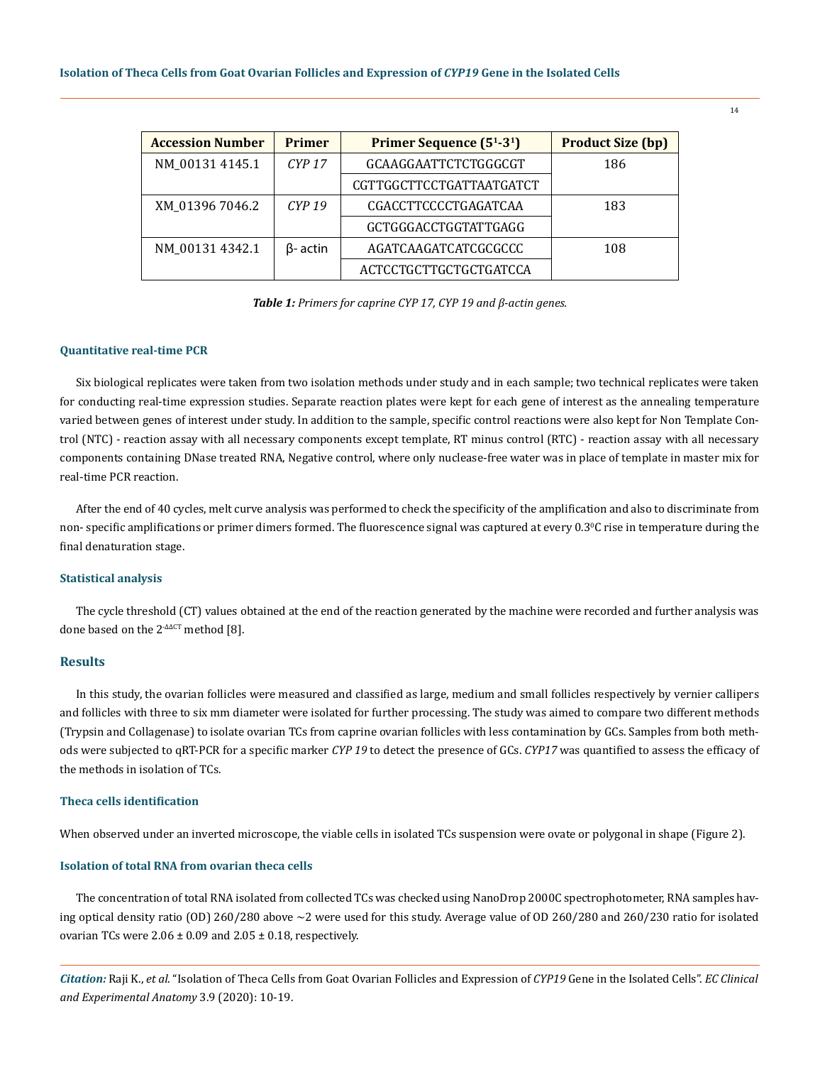| Accession Number | Primer | Primer Sequence (5'-3') | Product Size (bp) |
|---|---|---|---|
| NM_00131 4145.1 | *CYP 17* | GCAAGGAATTCTCTGGGCGT | 186 |
| | | CGTTGGCTTCCTGATTAATGATCT | |
| XM_01396 7046.2 | *CYP 19* | CGACCTTCCCCTGAGATCAA | 183 |
| | | GCTGGGACCTGGTATTGAGG | |
| NM_00131 4342.1 | β- actin | AGATCAAGATCATCGCGCCC | 108 |
| | | ACTCCTGCTTGCTGCTGATCCA | |

***Table 1:*** *Primers for caprine CYP 17, CYP 19 and β-actin genes.*

### Quantitative real-time PCR

Six biological replicates were taken from two isolation methods under study and in each sample; two technical replicates were taken for conducting real-time expression studies. Separate reaction plates were kept for each gene of interest as the annealing temperature varied between genes of interest under study. In addition to the sample, specific control reactions were also kept for Non Template Control (NTC) - reaction assay with all necessary components except template, RT minus control (RTC) - reaction assay with all necessary components containing DNase treated RNA, Negative control, where only nuclease-free water was in place of template in master mix for real-time PCR reaction.

After the end of 40 cycles, melt curve analysis was performed to check the specificity of the amplification and also to discriminate from non- specific amplifications or primer dimers formed. The fluorescence signal was captured at every $0.3^{0}$C rise in temperature during the final denaturation stage.

### Statistical analysis

The cycle threshold (CT) values obtained at the end of the reaction generated by the machine were recorded and further analysis was done based on the $2^{-\Delta\Delta CT}$ method [8].

## Results

In this study, the ovarian follicles were measured and classified as large, medium and small follicles respectively by vernier callipers and follicles with three to six mm diameter were isolated for further processing. The study was aimed to compare two different methods (Trypsin and Collagenase) to isolate ovarian TCs from caprine ovarian follicles with less contamination by GCs. Samples from both methods were subjected to qRT-PCR for a specific marker *CYP 19* to detect the presence of GCs. *CYP17* was quantified to assess the efficacy of the methods in isolation of TCs.

### Theca cells identification

When observed under an inverted microscope, the viable cells in isolated TCs suspension were ovate or polygonal in shape (Figure 2).

### Isolation of total RNA from ovarian theca cells

The concentration of total RNA isolated from collected TCs was checked using NanoDrop 2000C spectrophotometer, RNA samples having optical density ratio (OD) 260/280 above ~2 were used for this study. Average value of OD 260/280 and 260/230 ratio for isolated ovarian TCs were 2.06 ± 0.09 and 2.05 ± 0.18, respectively.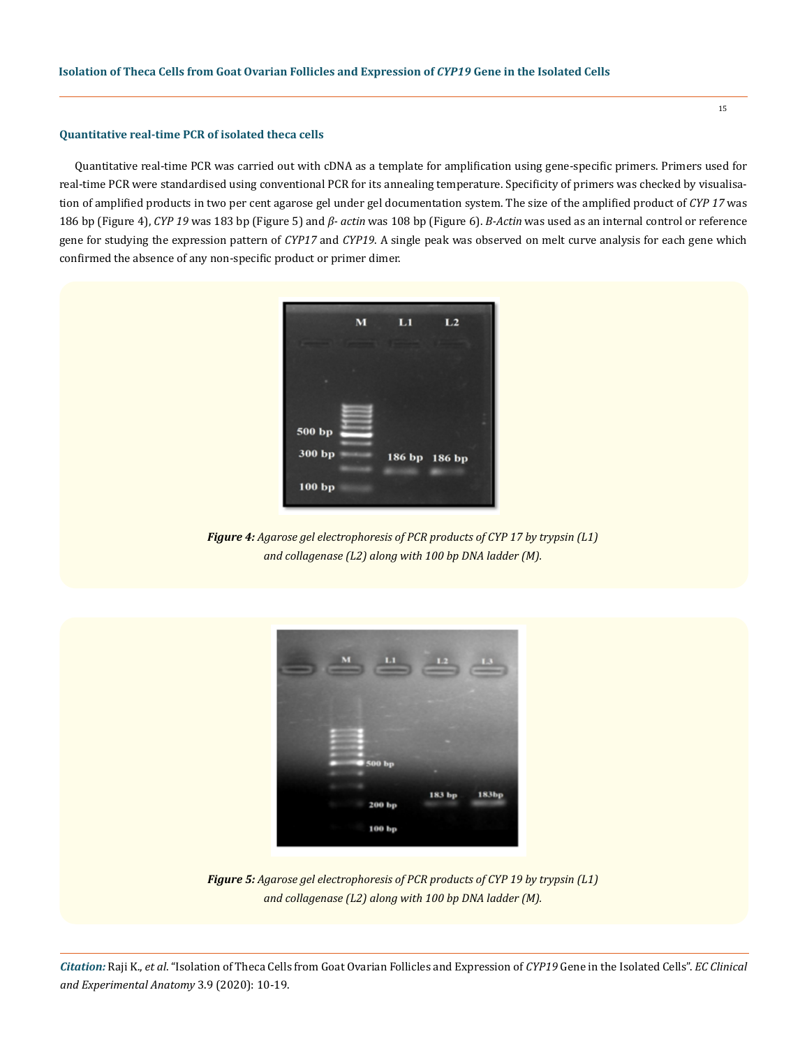### Quantitative real-time PCR of isolated theca cells

Quantitative real-time PCR was carried out with cDNA as a template for amplification using gene-specific primers. Primers used for real-time PCR were standardised using conventional PCR for its annealing temperature. Specificity of primers was checked by visualisation of amplified products in two per cent agarose gel under gel documentation system. The size of the amplified product of *CYP 17* was 186 bp (Figure 4), *CYP 19* was 183 bp (Figure 5) and *β- actin* was 108 bp (Figure 6). *B-Actin* was used as an internal control or reference gene for studying the expression pattern of *CYP17* and *CYP19*. A single peak was observed on melt curve analysis for each gene which confirmed the absence of any non-specific product or primer dimer.

***Figure 4:*** *Agarose gel electrophoresis of PCR products of CYP 17 by trypsin (L1) and collagenase (L2) along with 100 bp DNA ladder (M).*

***Figure 5:*** *Agarose gel electrophoresis of PCR products of CYP 19 by trypsin (L1) and collagenase (L2) along with 100 bp DNA ladder (M).*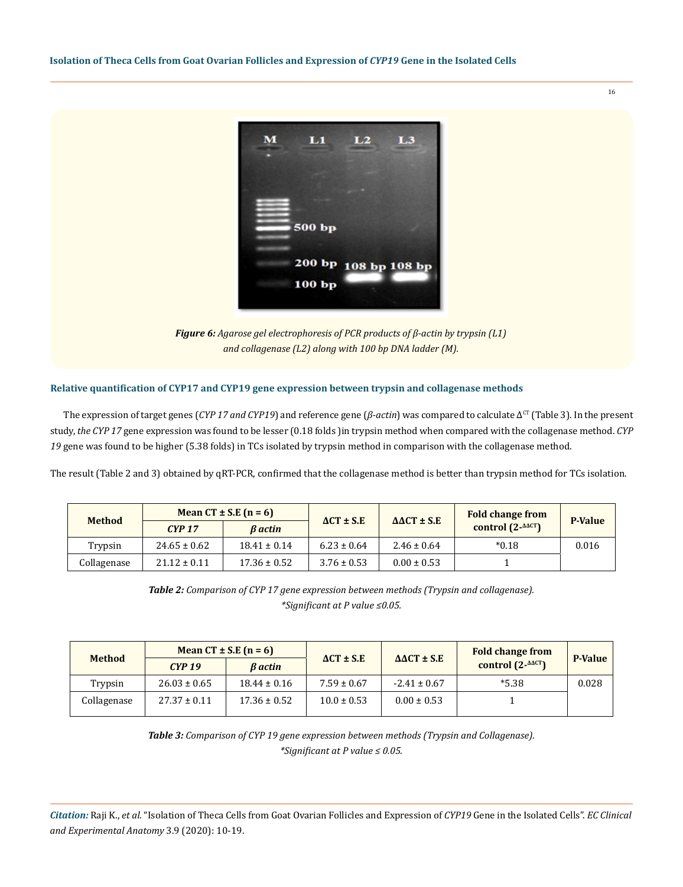*Figure 6: Agarose gel electrophoresis of PCR products of β-actin by trypsin (L1) and collagenase (L2) along with 100 bp DNA ladder (M).*

### Relative quantification of CYP17 and CYP19 gene expression between trypsin and collagenase methods

The expression of target genes (*CYP 17 and CYP19*) and reference gene (*β-actin*) was compared to calculate $\Delta^{CT}$ (Table 3). In the present study, *the CYP 17* gene expression was found to be lesser (0.18 folds )in trypsin method when compared with the collagenase method. *CYP 19* gene was found to be higher (5.38 folds) in TCs isolated by trypsin method in comparison with the collagenase method.

The result (Table 2 and 3) obtained by qRT-PCR, confirmed that the collagenase method is better than trypsin method for TCs isolation.

| Method | Mean CT ± S.E (n = 6) | | ΔCT ± S.E | ΔΔCT ± S.E | Fold change from control ($2^{-\Delta\Delta CT}$) | P-Value |
|---|---|---|---|---|---|---|
| | *CYP 17* | *β actin* | | | | |
| Trypsin | 24.65 ± 0.62 | 18.41 ± 0.14 | 6.23 ± 0.64 | 2.46 ± 0.64 | *0.18 | 0.016 |
| Collagenase | 21.12 ± 0.11 | 17.36 ± 0.52 | 3.76 ± 0.53 | 0.00 ± 0.53 | 1 | |

***Table 2:*** *Comparison of CYP 17 gene expression between methods (Trypsin and collagenase).*
*\*Significant at P value ≤0.05.*

| Method | Mean CT ± S.E (n = 6) | | ΔCT ± S.E | ΔΔCT ± S.E | Fold change from control ($2^{-\Delta\Delta CT}$) | P-Value |
|---|---|---|---|---|---|---|
| | *CYP 19* | *β actin* | | | | |
| Trypsin | 26.03 ± 0.65 | 18.44 ± 0.16 | 7.59 ± 0.67 | -2.41 ± 0.67 | *5.38 | 0.028 |
| Collagenase | 27.37 ± 0.11 | 17.36 ± 0.52 | 10.0 ± 0.53 | 0.00 ± 0.53 | 1 | |

***Table 3:*** *Comparison of CYP 19 gene expression between methods (Trypsin and Collagenase).*
*\*Significant at P value ≤ 0.05.*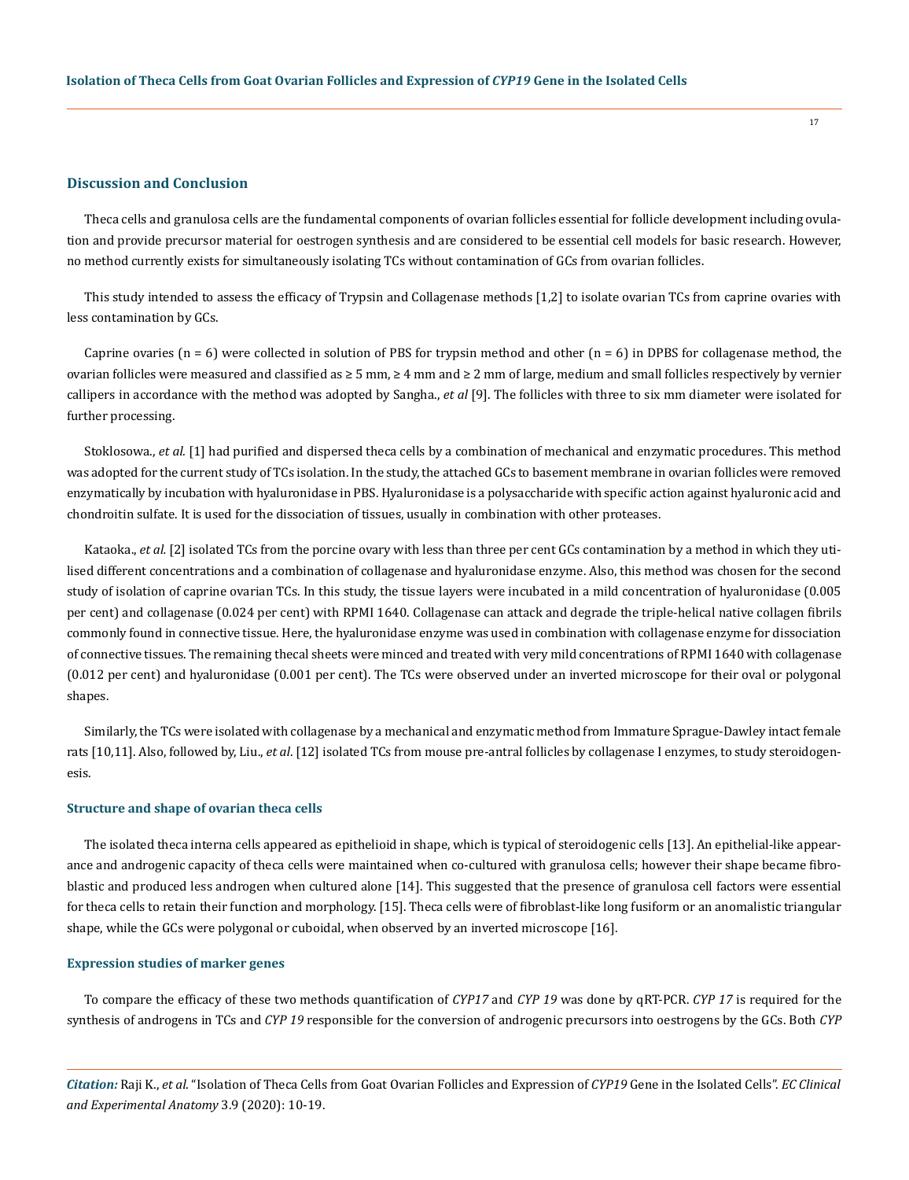## Discussion and Conclusion

Theca cells and granulosa cells are the fundamental components of ovarian follicles essential for follicle development including ovulation and provide precursor material for oestrogen synthesis and are considered to be essential cell models for basic research. However, no method currently exists for simultaneously isolating TCs without contamination of GCs from ovarian follicles.

This study intended to assess the efficacy of Trypsin and Collagenase methods [1,2] to isolate ovarian TCs from caprine ovaries with less contamination by GCs.

Caprine ovaries (n = 6) were collected in solution of PBS for trypsin method and other (n = 6) in DPBS for collagenase method, the ovarian follicles were measured and classified as ≥ 5 mm, ≥ 4 mm and ≥ 2 mm of large, medium and small follicles respectively by vernier callipers in accordance with the method was adopted by Sangha., *et al* [9]. The follicles with three to six mm diameter were isolated for further processing.

Stoklosowa., *et al.* [1] had purified and dispersed theca cells by a combination of mechanical and enzymatic procedures. This method was adopted for the current study of TCs isolation. In the study, the attached GCs to basement membrane in ovarian follicles were removed enzymatically by incubation with hyaluronidase in PBS. Hyaluronidase is a polysaccharide with specific action against hyaluronic acid and chondroitin sulfate. It is used for the dissociation of tissues, usually in combination with other proteases.

Kataoka., *et al.* [2] isolated TCs from the porcine ovary with less than three per cent GCs contamination by a method in which they utilised different concentrations and a combination of collagenase and hyaluronidase enzyme. Also, this method was chosen for the second study of isolation of caprine ovarian TCs. In this study, the tissue layers were incubated in a mild concentration of hyaluronidase (0.005 per cent) and collagenase (0.024 per cent) with RPMI 1640. Collagenase can attack and degrade the triple-helical native collagen fibrils commonly found in connective tissue. Here, the hyaluronidase enzyme was used in combination with collagenase enzyme for dissociation of connective tissues. The remaining thecal sheets were minced and treated with very mild concentrations of RPMI 1640 with collagenase (0.012 per cent) and hyaluronidase (0.001 per cent). The TCs were observed under an inverted microscope for their oval or polygonal shapes.

Similarly, the TCs were isolated with collagenase by a mechanical and enzymatic method from Immature Sprague-Dawley intact female rats [10,11]. Also, followed by, Liu., *et al*. [12] isolated TCs from mouse pre-antral follicles by collagenase I enzymes, to study steroidogenesis.

### Structure and shape of ovarian theca cells

The isolated theca interna cells appeared as epithelioid in shape, which is typical of steroidogenic cells [13]. An epithelial-like appearance and androgenic capacity of theca cells were maintained when co-cultured with granulosa cells; however their shape became fibroblastic and produced less androgen when cultured alone [14]. This suggested that the presence of granulosa cell factors were essential for theca cells to retain their function and morphology. [15]. Theca cells were of fibroblast-like long fusiform or an anomalistic triangular shape, while the GCs were polygonal or cuboidal, when observed by an inverted microscope [16].

### Expression studies of marker genes

To compare the efficacy of these two methods quantification of *CYP17* and *CYP 19* was done by qRT-PCR. *CYP 17* is required for the synthesis of androgens in TCs and *CYP 19* responsible for the conversion of androgenic precursors into oestrogens by the GCs. Both *CYP*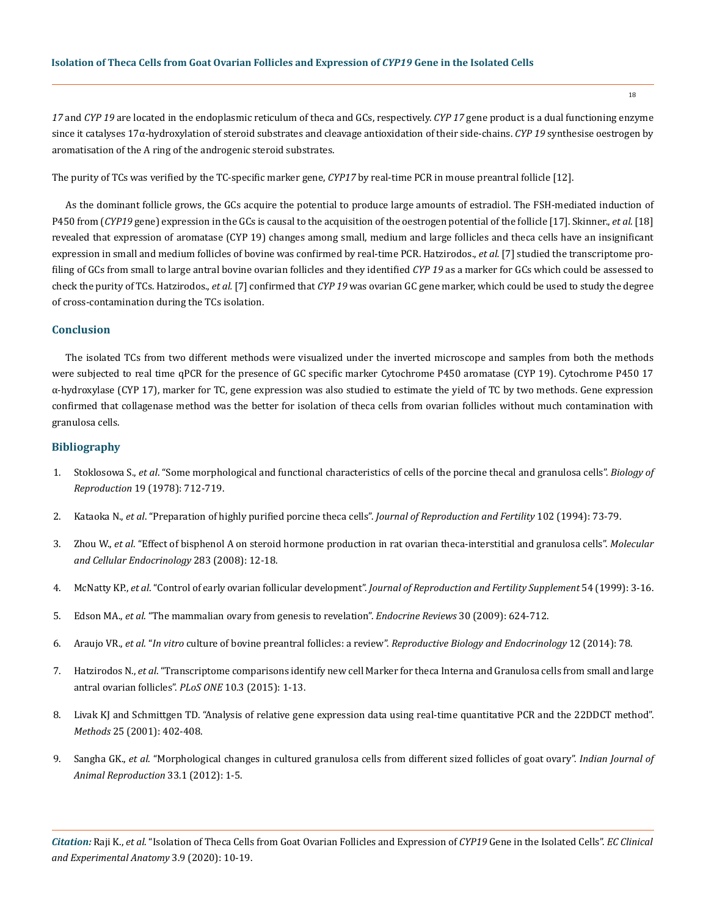*17* and *CYP 19* are located in the endoplasmic reticulum of theca and GCs, respectively. *CYP 17* gene product is a dual functioning enzyme since it catalyses 17α-hydroxylation of steroid substrates and cleavage antioxidation of their side-chains. *CYP 19* synthesise oestrogen by aromatisation of the A ring of the androgenic steroid substrates.

The purity of TCs was verified by the TC-specific marker gene, *CYP17* by real-time PCR in mouse preantral follicle [12].

As the dominant follicle grows, the GCs acquire the potential to produce large amounts of estradiol. The FSH-mediated induction of P450 from (*CYP19* gene) expression in the GCs is causal to the acquisition of the oestrogen potential of the follicle [17]. Skinner., *et al*. [18] revealed that expression of aromatase (CYP 19) changes among small, medium and large follicles and theca cells have an insignificant expression in small and medium follicles of bovine was confirmed by real-time PCR. Hatzirodos., *et al*. [7] studied the transcriptome profiling of GCs from small to large antral bovine ovarian follicles and they identified *CYP 19* as a marker for GCs which could be assessed to check the purity of TCs. Hatzirodos., *et al*. [7] confirmed that *CYP 19* was ovarian GC gene marker, which could be used to study the degree of cross-contamination during the TCs isolation.

## Conclusion

The isolated TCs from two different methods were visualized under the inverted microscope and samples from both the methods were subjected to real time qPCR for the presence of GC specific marker Cytochrome P450 aromatase (CYP 19). Cytochrome P450 17 α-hydroxylase (CYP 17), marker for TC, gene expression was also studied to estimate the yield of TC by two methods. Gene expression confirmed that collagenase method was the better for isolation of theca cells from ovarian follicles without much contamination with granulosa cells.

## Bibliography

1. Stoklosowa S., *et al*. "Some morphological and functional characteristics of cells of the porcine thecal and granulosa cells". *Biology of Reproduction* 19 (1978): 712-719.
2. Kataoka N., *et al*. "Preparation of highly purified porcine theca cells". *Journal of Reproduction and Fertility* 102 (1994): 73-79.
3. Zhou W., *et al*. "Effect of bisphenol A on steroid hormone production in rat ovarian theca-interstitial and granulosa cells". *Molecular and Cellular Endocrinology* 283 (2008): 12-18.
4. McNatty KP., *et al*. "Control of early ovarian follicular development". *Journal of Reproduction and Fertility Supplement* 54 (1999): 3-16.
5. Edson MA., *et al*. "The mammalian ovary from genesis to revelation". *Endocrine Reviews* 30 (2009): 624-712.
6. Araujo VR., *et al*. "*In vitro* culture of bovine preantral follicles: a review". *Reproductive Biology and Endocrinology* 12 (2014): 78.
7. Hatzirodos N., *et al*. "Transcriptome comparisons identify new cell Marker for theca Interna and Granulosa cells from small and large antral ovarian follicles". *PLoS ONE* 10.3 (2015): 1-13.
8. Livak KJ and Schmittgen TD. "Analysis of relative gene expression data using real-time quantitative PCR and the 22DDCT method". *Methods* 25 (2001): 402-408.
9. Sangha GK., *et al*. "Morphological changes in cultured granulosa cells from different sized follicles of goat ovary". *Indian Journal of Animal Reproduction* 33.1 (2012): 1-5.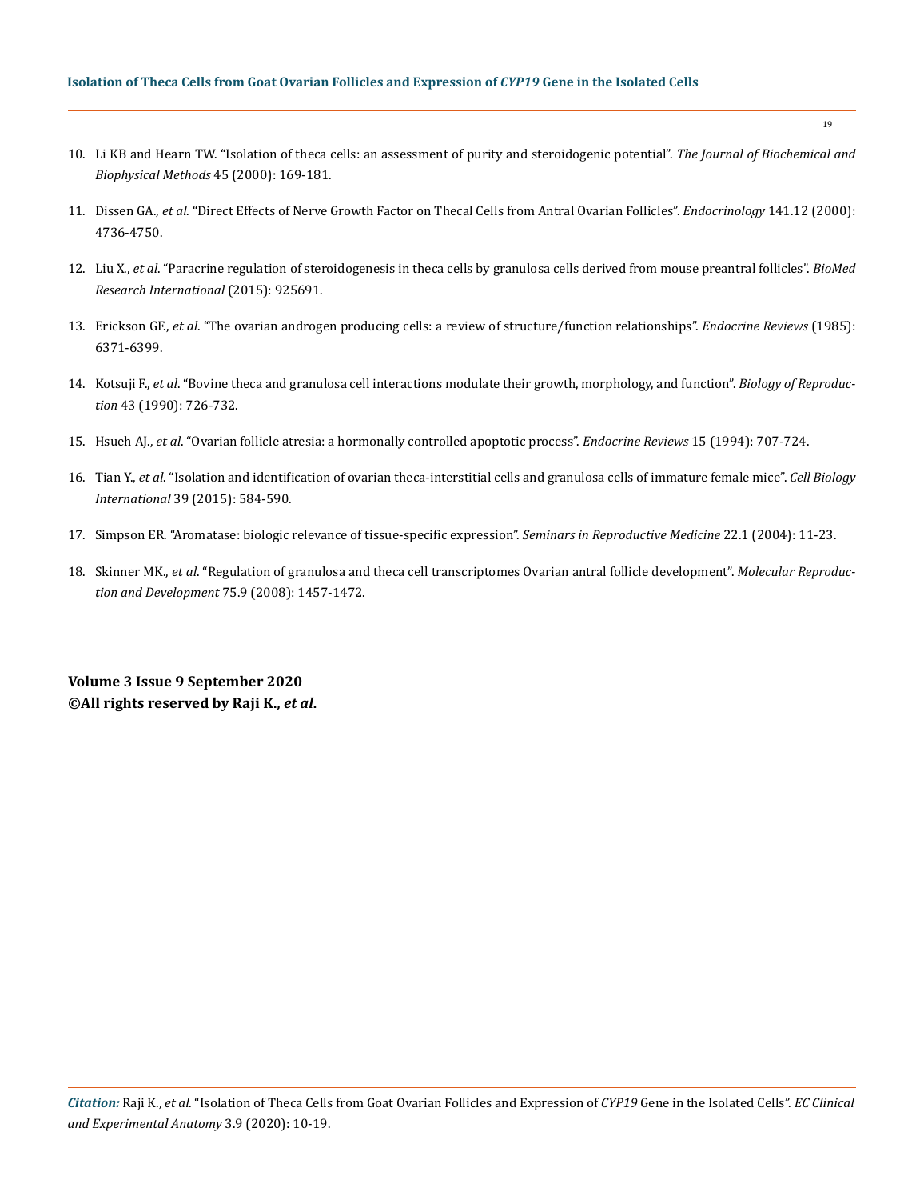10. Li KB and Hearn TW. "Isolation of theca cells: an assessment of purity and steroidogenic potential". *The Journal of Biochemical and Biophysical Methods* 45 (2000): 169-181.

11. Dissen GA., *et al*. "Direct Effects of Nerve Growth Factor on Thecal Cells from Antral Ovarian Follicles". *Endocrinology* 141.12 (2000): 4736-4750.

12. Liu X., *et al*. "Paracrine regulation of steroidogenesis in theca cells by granulosa cells derived from mouse preantral follicles". *BioMed Research International* (2015): 925691.

13. Erickson GF., *et al*. "The ovarian androgen producing cells: a review of structure/function relationships". *Endocrine Reviews* (1985): 6371-6399.

14. Kotsuji F., *et al*. "Bovine theca and granulosa cell interactions modulate their growth, morphology, and function". *Biology of Reproduction* 43 (1990): 726-732.

15. Hsueh AJ., *et al*. "Ovarian follicle atresia: a hormonally controlled apoptotic process". *Endocrine Reviews* 15 (1994): 707-724.

16. Tian Y., *et al*. "Isolation and identification of ovarian theca-interstitial cells and granulosa cells of immature female mice". *Cell Biology International* 39 (2015): 584-590.

17. Simpson ER. "Aromatase: biologic relevance of tissue-specific expression". *Seminars in Reproductive Medicine* 22.1 (2004): 11-23.

18. Skinner MK., *et al*. "Regulation of granulosa and theca cell transcriptomes Ovarian antral follicle development". *Molecular Reproduction and Development* 75.9 (2008): 1457-1472.

**Volume 3 Issue 9 September 2020**
**©All rights reserved by Raji K., *et al*.**